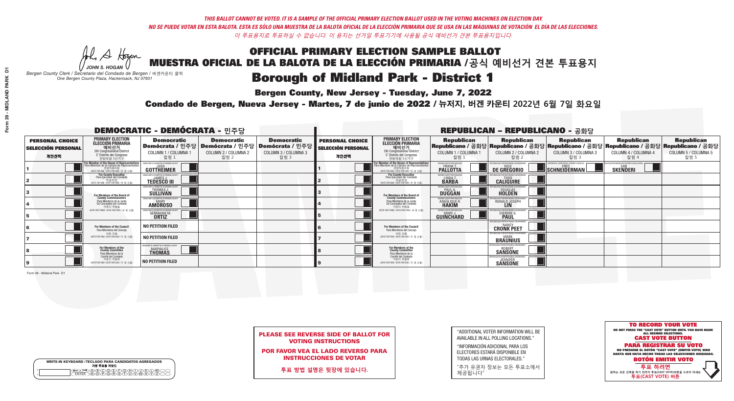*THIS BALLOT CANNOT BE VOTED. IT IS A SAMPLE OF THE OFFICIAL PRIMARY ELECTION BALLOT USED IN THE VOTING MACHINES ON ELECTION DAY.*
*NO SE PUEDE VOTAR EN ESTA BALOTA. ESTA ES SÓLO UNA MUESTRA DE LA BALOTA OFICIAL DE LA ELECCIÓN PRIMARIA QUE SE USA EN LAS MÁQUINAS DE VOTACIÓN EL DÍA DE LAS ELECCIONES.*
*이 투표용지로 투표하실 수 없습니다. 이 용지는 선거일 투표기기에 사용될 공식 예비선거 견본 투표용지입니다.*

JOHN S. HOGAN
*Bergen County Clerk / Secretario del Condado de Bergen / 버겐카운티 클럭*
*One Bergen County Plaza, Hackensack, NJ 07601*

# OFFICIAL PRIMARY ELECTION SAMPLE BALLOT
# MUESTRA OFICIAL DE LA BALOTA DE LA ELECCIÓN PRIMARIA /공식 예비선거 견본 투표용지
# Borough of Midland Park - District 1

**Bergen County, New Jersey - Tuesday, June 7, 2022**

**Condado de Bergen, Nueva Jersey - Martes, 7 de junio de 2022 / 뉴저지, 버겐 카운티 2022년 6월 7일 화요일**

## DEMOCRATIC - DEMÓCRATA - 민주당

| PERSONAL CHOICE / SELECCIÓN PERSONAL / 개인선택 | PRIMARY ELECTION / ELECCIÓN PRIMARIA / 예비선거 / 5th Congressional District / 5° Distrito del Congreso / 연방하원 5선거구 | Democratic / Demócrata / 민주당 COLUMN 1 / COLUMNA 1 / 칼럼 1 | Democratic / Demócrata / 민주당 COLUMN 2 / COLUMNA 2 / 칼럼 2 | Democratic / Demócrata / 민주당 COLUMN 3 / COLUMNA 3 / 칼럼 3 |
|---|---|---|---|---|
| 1 | For Member of the House of Representatives / Para Miembro de la Cámara de Representantes / 연방하원의원 (VOTE FOR ONE / VOTE POR UNO / 한 명 선출) | JOSH GOTTHEIMER | | |
| 2 | For County Executive / Para Ejecutivo del Condado / 카운티장 (VOTE FOR ONE / VOTE POR UNO / 한 명 선출) | JAMES J. TEDESCO III | | |
| 3 | For Members of the Board of County Commissioners / Para Miembros de la Junta De Concejales del Condado / 카운티 위원들 (VOTE FOR THREE / VOTE POR TRES / 세 명 선출) | THOMAS J. SULLIVAN | | |
| 4 | | MARY AMOROSO | | |
| 5 | | GERMAINE M. ORTIZ | | |
| 6 | For Members of the Council / Para Miembros del Concejo / 의회 의원 (VOTE FOR TWO / VOTE POR DOS / 두 명 선출) | NO PETITION FILED | | |
| 7 | | NO PETITION FILED | | |
| 8 | For Members of the County Committee / Para Miembros de la Comité del Condado / 카운티 위원회 (VOTE FOR TWO / VOTE POR DOS / 두 명 선출) | MARYALICE THOMAS | | |
| 9 | | NO PETITION FILED | | |

## REPUBLICAN - REPUBLICANO - 공화당

| PERSONAL CHOICE / SELECCIÓN PERSONAL / 개인선택 | PRIMARY ELECTION / ELECCIÓN PRIMARIA / 예비선거 / 5th Congressional District / 5° Distrito del Congreso / 연방하원 5선거구 | Republican / Republicano / 공화당 COLUMN 1 / COLUMNA 1 / 칼럼 1 | Republican / Republicano / 공화당 COLUMN 2 / COLUMNA 2 / 칼럼 2 | Republican / Republicano / 공화당 COLUMN 3 / COLUMNA 3 / 칼럼 3 | Republican / Republicano / 공화당 COLUMN 4 / COLUMNA 4 / 칼럼 4 | Republican / Republicano / 공화당 COLUMN 5 / COLUMNA 5 / 칼럼 5 |
|---|---|---|---|---|---|---|
| 1 | For Member of the House of Representatives / Para Miembro de la Cámara de Representantes / 연방하원의원 (VOTE FOR ONE / VOTE POR UNO / 한 명 선출) | FRANK T. PALLOTTA | NICK DE GREGORIO | FRED SCHNEIDERMAN | SAB SKENDERI | |
| 2 | For County Executive / Para Ejecutivo del Condado / 카운티장 (VOTE FOR ONE / VOTE POR UNO / 한 명 선출) | LINDA T. BARBA | TODD CALIGUIRE | | | |
| 3 | For Members of the Board of County Commissioners / Para Miembros de la Junta De Concejales del Condado / 카운티 위원들 (VOTE FOR THREE / VOTE POR TRES / 세 명 선출) | PAUL A. DUGGAN | DOUGLAS HOLDEN | | | |
| 4 | | ANGELIQUE R. HAKIM | RONALD JOSEPH LIN | | | |
| 5 | | MARY J. GUINCHARD | DIERDRE G. PAUL | | | |
| 6 | For Members of the Council / Para Miembros del Concejo / 의회 의원 (VOTE FOR TWO / VOTE POR DOS / 두 명 선출) | | NANCY CRONK PEET | | | |
| 7 | | | MARK BRAUNIUS | | | |
| 8 | For Members of the County Committee / Para Miembros de la Comité del Condado / 카운티 위원회 (VOTE FOR TWO / VOTE POR DOS / 두 명 선출) | | ROBERT SANSONE | | | |
| 9 | | | JENNIFER SANSONE | | | |

Form 39 - Midland Park D1

**PLEASE SEE REVERSE SIDE OF BALLOT FOR VOTING INSTRUCTIONS**

**POR FAVOR VEA EL LADO REVERSO PARA INSTRUCCIONES DE VOTAR**

**투표 방법 설명은 뒷장에 있습니다.**

"ADDITIONAL VOTER INFORMATION WILL BE AVAILABLE IN ALL POLLING LOCATIONS."

"INFORMACIÓN ADICIONAL PARA LOS ELECTORES ESTARÁ DISPONIBLE EN TODAS LAS URNAS ELECTORALES."

"추가 유권자 정보는 모든 투표소에서 제공됩니다"

**TO RECORD YOUR VOTE**
DO NOT PRESS THE "CAST VOTE" BUTTON UNTIL YOU HAVE MADE ALL DESIRED SELECTIONS.
**CAST VOTE BUTTON**

**PARA REGISTRAR SU VOTO**
NO PRESIONE EL BOTÓN "CAST VOTE" (EMITIR VOTO) SINO HASTA QUE HAYA HECHO TODAS LAS SELECCIONES DESEADAS.
**BOTÓN EMITIR VOTO**

**투표 하려면**
원하는 모든 선택을 하기 전까지 투표(CAST VOTE)버튼을 누르지 마세요
**투표(CAST VOTE) 버튼**

WRITE-IN KEYBOARD /TECLADO PARA CANDIDATOS AGREGADOS
기명 투표용 키보드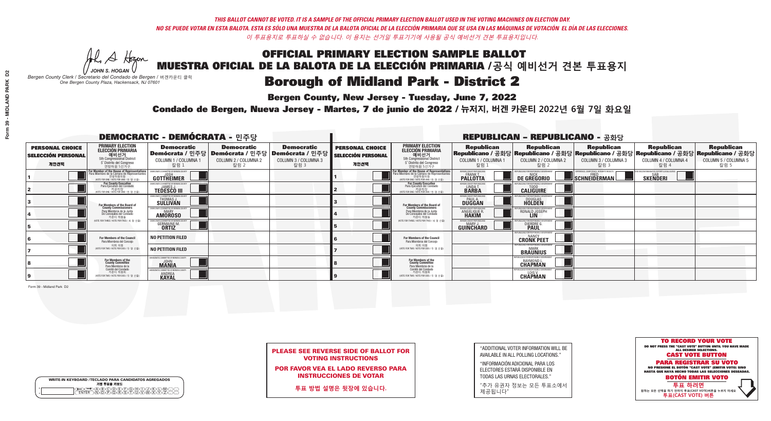*THIS BALLOT CANNOT BE VOTED. IT IS A SAMPLE OF THE OFFICIAL PRIMARY ELECTION BALLOT USED IN THE VOTING MACHINES ON ELECTION DAY.*
*NO SE PUEDE VOTAR EN ESTA BALOTA. ESTA ES SÓLO UNA MUESTRA DE LA BALOTA OFICIAL DE LA ELECCIÓN PRIMARIA QUE SE USA EN LAS MÁQUINAS DE VOTACIÓN EL DÍA DE LAS ELECCIONES.*
*이 투표용지로 투표하실 수 없습니다. 이 용지는 선거일 투표기기에 사용될 공식 예비선거 견본 투표용지입니다.*

JOHN S. HOGAN
*Bergen County Clerk / Secretario del Condado de Bergen / 버겐카운티 클럭*
*One Bergen County Plaza, Hackensack, NJ 07601*

# OFFICIAL PRIMARY ELECTION SAMPLE BALLOT
# MUESTRA OFICIAL DE LA BALOTA DE LA ELECCIÓN PRIMARIA / 공식 예비선거 견본 투표용지
# Borough of Midland Park - District 2

**Bergen County, New Jersey - Tuesday, June 7, 2022**
**Condado de Bergen, Nueva Jersey - Martes, 7 de junio de 2022 / 뉴저지, 버겐 카운티 2022년 6월 7일 화요일**

## DEMOCRATIC - DEMÓCRATA - 민주당

| PERSONAL CHOICE / SELECCIÓN PERSONAL / 개인선택 | PRIMARY ELECTION / ELECCIÓN PRIMARIA / 예비선거 | Democratic / Demócrata / 민주당 COLUMN 1 / COLUMNA 1 / 칼럼 1 | Democratic / Demócrata / 민주당 COLUMN 2 / COLUMNA 2 / 칼럼 2 | Democratic / Demócrata / 민주당 COLUMN 3 / COLUMNA 3 / 칼럼 3 |
|---|---|---|---|---|
| 1 | For Member of the House of Representatives / Para Miembro de la Cámara de Representantes / 연방하원의원 (5th Congressional District / 5° Distrito del Congreso / 연방하원 5선거구) (VOTE FOR ONE / VOTE POR UNO / 한 명 선출) | JOSH GOTTHEIMER | | |
| 2 | For County Executive / Para Ejecutivo del Condado / 카운티장 (VOTE FOR ONE / VOTE POR UNO / 한 명 선출) | JAMES J. TEDESCO III | | |
| 3 | For Members of the Board of County Commissioners / Para Miembros de la Junta De Concejales del Condado / 카운티 위원들 (VOTE FOR THREE / VOTE POR TRES / 세 명 선출) | THOMAS J. SULLIVAN | | |
| 4 | | MARY AMOROSO | | |
| 5 | | GERMAINE M. ORTIZ | | |
| 6 | For Members of the Council / Para Miembros del Concejo / 의회 의원 (VOTE FOR TWO / VOTE POR DOS / 두 명 선출) | NO PETITION FILED | | |
| 7 | | NO PETITION FILED | | |
| 8 | For Members of the County Committee / Para Miembros de la Comité del Condado / 카운티 위원회 (VOTE FOR TWO / VOTE POR DOS / 두 명 선출) | JOHN MANIA | | |
| 9 | | ANDREA KAYAL | | |

## REPUBLICAN - REPUBLICANO - 공화당

| PERSONAL CHOICE / SELECCIÓN PERSONAL / 개인선택 | PRIMARY ELECTION / ELECCIÓN PRIMARIA / 예비선거 | Republican / Republicano / 공화당 COLUMN 1 / COLUMNA 1 / 칼럼 1 | Republican / Republicano / 공화당 COLUMN 2 / COLUMNA 2 / 칼럼 2 | Republican / Republicano / 공화당 COLUMN 3 / COLUMNA 3 / 칼럼 3 | Republican / Republicano / 공화당 COLUMN 4 / COLUMNA 4 / 칼럼 4 | Republican / Republicano / 공화당 COLUMN 5 / COLUMNA 5 / 칼럼 5 |
|---|---|---|---|---|---|---|
| 1 | For Member of the House of Representatives / Para Miembro de la Cámara de Representantes / 연방하원의원 (5th Congressional District / 5° Distrito del Congreso / 연방하원 5선거구) (VOTE FOR ONE / VOTE POR UNO / 한 명 선출) | FRANK T. PALLOTTA | NICK DE GREGORIO | FRED SCHNEIDERMAN | SAB SKENDERI | |
| 2 | For County Executive / Para Ejecutivo del Condado / 카운티장 (VOTE FOR ONE / VOTE POR UNO / 한 명 선출) | LINDA T. BARBA | TODD CALIGUIRE | | | |
| 3 | For Members of the Board of County Commissioners / Para Miembros de la Junta De Concejales del Condado / 카운티 위원들 (VOTE FOR THREE / VOTE POR TRES / 세 명 선출) | PAUL A. DUGGAN | DOUGLAS HOLDEN | | | |
| 4 | | ANGELIQUE R. HAKIM | RONALD JOSEPH LIN | | | |
| 5 | | MARY J. GUINCHARD | DIERDRE G. PAUL | | | |
| 6 | For Members of the Council / Para Miembros del Concejo / 의회 의원 (VOTE FOR TWO / VOTE POR DOS / 두 명 선출) | | NANCY CRONK PEET | | | |
| 7 | | | MARK BRAUNIUS | | | |
| 8 | For Members of the County Committee / Para Miembros de la Comité del Condado / 카운티 위원회 (VOTE FOR TWO / VOTE POR DOS / 두 명 선출) | | RAYMOND L. CHAPMAN | | | |
| 9 | | | LOIS V. CHAPMAN | | | |

Form 39 - Midland Park D2

**PLEASE SEE REVERSE SIDE OF BALLOT FOR VOTING INSTRUCTIONS**

**POR FAVOR VEA EL LADO REVERSO PARA INSTRUCCIONES DE VOTAR**

**투표 방법 설명은 뒷장에 있습니다.**

"ADDITIONAL VOTER INFORMATION WILL BE AVAILABLE IN ALL POLLING LOCATIONS."

"INFORMACIÓN ADICIONAL PARA LOS ELECTORES ESTARÁ DISPONIBLE EN TODAS LAS URNAS ELECTORALES."

"추가 유권자 정보는 모든 투표소에서 제공됩니다"

**TO RECORD YOUR VOTE**
DO NOT PRESS THE "CAST VOTE" BUTTON UNTIL YOU HAVE MADE ALL DESIRED SELECTIONS.
**CAST VOTE BUTTON**

**PARA REGISTRAR SU VOTO**
NO PRESIONE EL BOTÓN "CAST VOTE" (EMITIR VOTO) SINO HASTA QUE HAYA HECHO TODAS LAS SELECCIONES DESEADAS.
**BOTÓN EMITIR VOTO**

**투표 하려면**
원하는 모든 선택을 하기 전까지 투표(CAST VOTE)버튼을 누르지 마세요
**투표(CAST VOTE) 버튼**

WRITE-IN KEYBOARD / TECLADO PARA CANDIDATOS AGREGADOS / 기명 투표용 키보드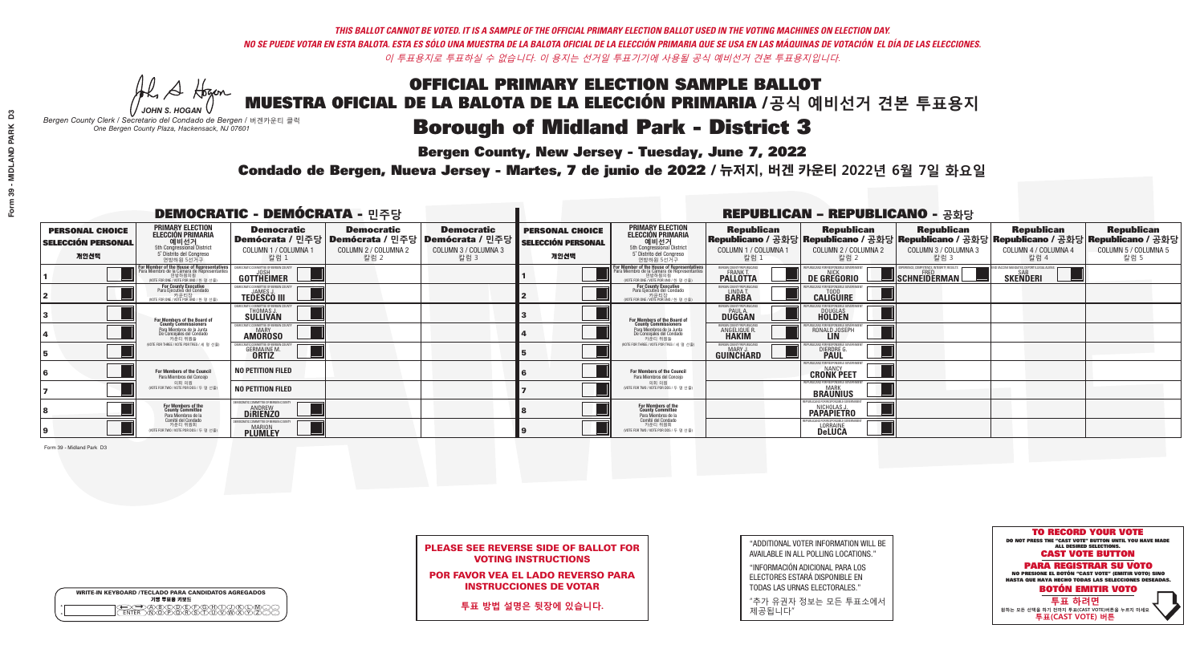THIS BALLOT CANNOT BE VOTED. IT IS A SAMPLE OF THE OFFICIAL PRIMARY ELECTION BALLOT USED IN THE VOTING MACHINES ON ELECTION DAY.
NO SE PUEDE VOTAR EN ESTA BALOTA. ESTA ES SÓLO UNA MUESTRA DE LA BALOTA OFICIAL DE LA ELECCIÓN PRIMARIA QUE SE USA EN LAS MÁQUINAS DE VOTACIÓN EL DÍA DE LAS ELECCIONES.
이 투표용지로 투표하실 수 없습니다. 이 용지는 선거일 투표기기에 사용될 공식 예비선거 견본 투표용지입니다.

JOHN S. HOGAN
Bergen County Clerk / Secretario del Condado de Bergen / 버겐카운티 클럭
One Bergen County Plaza, Hackensack, NJ 07601

# OFFICIAL PRIMARY ELECTION SAMPLE BALLOT
# MUESTRA OFICIAL DE LA BALOTA DE LA ELECCIÓN PRIMARIA /공식 예비선거 견본 투표용지
# Borough of Midland Park - District 3

**Bergen County, New Jersey - Tuesday, June 7, 2022**

**Condado de Bergen, Nueva Jersey - Martes, 7 de junio de 2022 / 뉴저지, 버겐 카운티 2022년 6월 7일 화요일**

## DEMOCRATIC - DEMÓCRATA - 민주당

| PERSONAL CHOICE / SELECCIÓN PERSONAL / 개인선택 | PRIMARY ELECTION / ELECCIÓN PRIMARIA / 예비선거 (5th Congressional District / 5° Distrito del Congreso / 연방하원 5선거구) | Democratic / Demócrata / 민주당 COLUMN 1 / COLUMNA 1 / 칼럼 1 | Democratic / Demócrata / 민주당 COLUMN 2 / COLUMNA 2 / 칼럼 2 | Democratic / Demócrata / 민주당 COLUMN 3 / COLUMNA 3 / 칼럼 3 |
|---|---|---|---|---|
| 1 | For Member of the House of Representatives / Para Miembro de la Cámara de Representantes / 연방하원의원 (VOTE FOR ONE / VOTE POR UNO / 한 명 선출) | JOSH GOTTHEIMER | | |
| 2 | For County Executive / Para Ejecutivo del Condado / 카운티장 (VOTE FOR ONE / VOTE POR UNO / 한 명 선출) | JAMES J. TEDESCO III | | |
| 3 | For Members of the Board of County Commissioners / Para Miembros de la Junta De Concejales del Condado / 카운티 위원들 (VOTE FOR THREE / VOTE POR TRES / 세 명 선출) | THOMAS J. SULLIVAN | | |
| 4 | | MARY AMOROSO | | |
| 5 | | GERMAINE M. ORTIZ | | |
| 6 | For Members of the Council / Para Miembros del Concejo / 의회 의원 (VOTE FOR TWO / VOTE POR DOS / 두 명 선출) | NO PETITION FILED | | |
| 7 | | NO PETITION FILED | | |
| 8 | For Members of the County Committee / Para Miembros de la Comité del Condado / 카운티 위원회 (VOTE FOR TWO / VOTE POR DOS / 두 명 선출) | ANDREW DiRIENZO | | |
| 9 | | MARION PLUMLEY | | |

## REPUBLICAN - REPUBLICANO - 공화당

| PERSONAL CHOICE / SELECCIÓN PERSONAL / 개인선택 | PRIMARY ELECTION / ELECCIÓN PRIMARIA / 예비선거 (5th Congressional District / 5° Distrito del Congreso / 연방하원 5선거구) | Republican / Republicano / 공화당 COLUMN 1 / COLUMNA 1 / 칼럼 1 | Republican / Republicano / 공화당 COLUMN 2 / COLUMNA 2 / 칼럼 2 | Republican / Republicano / 공화당 COLUMN 3 / COLUMNA 3 / 칼럼 3 | Republican / Republicano / 공화당 COLUMN 4 / COLUMNA 4 / 칼럼 4 | Republican / Republicano / 공화당 COLUMN 5 / COLUMNA 5 / 칼럼 5 |
|---|---|---|---|---|---|---|
| 1 | For Member of the House of Representatives / Para Miembro de la Cámara de Representantes / 연방하원의원 (VOTE FOR ONE / VOTE POR UNO / 한 명 선출) | FRANK T. PALLOTTA | NICK DE GREGORIO | FRED SCHNEIDERMAN | SAB SKENDERI | |
| 2 | For County Executive / Para Ejecutivo del Condado / 카운티장 (VOTE FOR ONE / VOTE POR UNO / 한 명 선출) | LINDA T. BARBA | TODD CALIGUIRE | | | |
| 3 | For Members of the Board of County Commissioners / Para Miembros de la Junta De Concejales del Condado / 카운티 위원들 (VOTE FOR THREE / VOTE POR TRES / 세 명 선출) | PAUL A. DUGGAN | DOUGLAS HOLDEN | | | |
| 4 | | ANGELIQUE R. HAKIM | RONALD JOSEPH LIN | | | |
| 5 | | MARY J. GUINCHARD | DIERDRE G. PAUL | | | |
| 6 | For Members of the Council / Para Miembros del Concejo / 의회 의원 (VOTE FOR TWO / VOTE POR DOS / 두 명 선출) | | NANCY CRONK PEET | | | |
| 7 | | | MARK BRAUNIUS | | | |
| 8 | For Members of the County Committee / Para Miembros de la Comité del Condado / 카운티 위원회 (VOTE FOR TWO / VOTE POR DOS / 두 명 선출) | | NICHOLAS J. PAPAPIETRO | | | |
| 9 | | | LORRAINE DeLUCA | | | |

Form 39 - Midland Park D3

**PLEASE SEE REVERSE SIDE OF BALLOT FOR VOTING INSTRUCTIONS**

**POR FAVOR VEA EL LADO REVERSO PARA INSTRUCCIONES DE VOTAR**

**투표 방법 설명은 뒷장에 있습니다.**

"ADDITIONAL VOTER INFORMATION WILL BE AVAILABLE IN ALL POLLING LOCATIONS."

"INFORMACIÓN ADICIONAL PARA LOS ELECTORES ESTARÁ DISPONIBLE EN TODAS LAS URNAS ELECTORALES."

"추가 유권자 정보는 모든 투표소에서 제공됩니다"

**TO RECORD YOUR VOTE**
DO NOT PRESS THE "CAST VOTE" BUTTON UNTIL YOU HAVE MADE ALL DESIRED SELECTIONS.
**CAST VOTE BUTTON**

**PARA REGISTRAR SU VOTO**
NO PRESIONE EL BOTÓN "CAST VOTE" (EMITIR VOTO) SINO HASTA QUE HAYA HECHO TODAS LAS SELECCIONES DESEADAS.
**BOTÓN EMITIR VOTO**

**투표 하려면**
원하는 모든 선택을 하기 전까지 투표(CAST VOTE)버튼을 누르지 마세요
**투표(CAST VOTE) 버튼**

WRITE-IN KEYBOARD /TECLADO PARA CANDIDATOS AGREGADOS
기명 투표용 키보드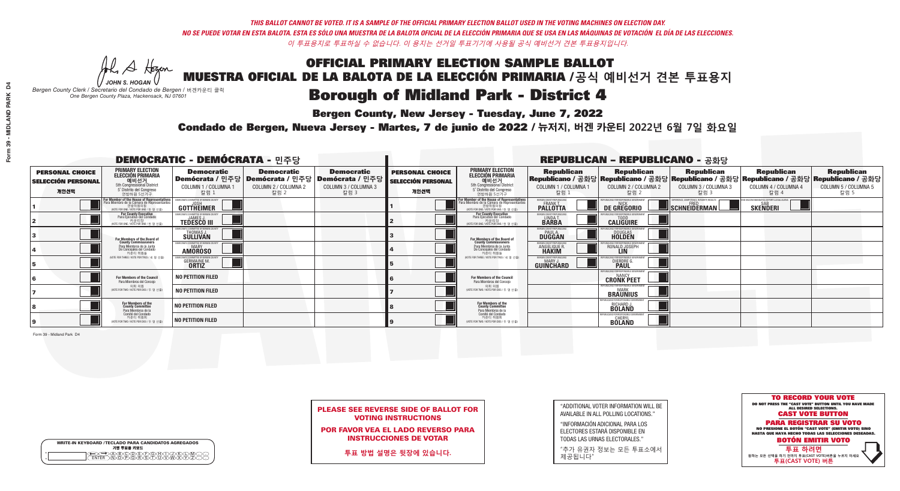*THIS BALLOT CANNOT BE VOTED. IT IS A SAMPLE OF THE OFFICIAL PRIMARY ELECTION BALLOT USED IN THE VOTING MACHINES ON ELECTION DAY.*
*NO SE PUEDE VOTAR EN ESTA BALOTA. ESTA ES SÓLO UNA MUESTRA DE LA BALOTA OFICIAL DE LA ELECCIÓN PRIMARIA QUE SE USA EN LAS MÁQUINAS DE VOTACIÓN EL DÍA DE LAS ELECCIONES.*
*이 투표용지로 투표하실 수 없습니다. 이 용지는 선거일 투표기기에 사용될 공식 예비선거 견본 투표용지입니다.*

JOHN S. HOGAN
*Bergen County Clerk / Secretario del Condado de Bergen / 버겐카운티 클럭*
*One Bergen County Plaza, Hackensack, NJ 07601*

# OFFICIAL PRIMARY ELECTION SAMPLE BALLOT
# MUESTRA OFICIAL DE LA BALOTA DE LA ELECCIÓN PRIMARIA /공식 예비선거 견본 투표용지
# Borough of Midland Park - District 4

**Bergen County, New Jersey - Tuesday, June 7, 2022**

**Condado de Bergen, Nueva Jersey - Martes, 7 de junio de 2022 / 뉴저지, 버겐 카운티 2022년 6월 7일 화요일**

## DEMOCRATIC - DEMÓCRATA - 민주당

| PERSONAL CHOICE / SELECCIÓN PERSONAL / 개인선택 | PRIMARY ELECTION / ELECCIÓN PRIMARIA / 예비선거 | Democratic / Demócrata / 민주당 COLUMN 1 / COLUMNA 1 / 칼럼 1 | Democratic / Demócrata / 민주당 COLUMN 2 / COLUMNA 2 / 칼럼 2 | Democratic / Demócrata / 민주당 COLUMN 3 / COLUMNA 3 / 칼럼 3 |
|---|---|---|---|---|
| 1 | For Member of the House of Representatives / Para Miembro de la Cámara de Representantes / 연방하원의원 (5th Congressional District / 5° Distrito del Congreso / 연방하원 5선거구) (VOTE FOR ONE / VOTE POR UNO / 한 명 선출) | JOSH GOTTHEIMER | | |
| 2 | For County Executive / Para Ejecutivo del Condado / 카운티장 (VOTE FOR ONE / VOTE POR UNO / 한 명 선출) | JAMES J. TEDESCO III | | |
| 3 | For Members of the Board of County Commissioners / Para Miembros de la Junta De Concejales del Condado / 카운티 위원들 (VOTE FOR THREE / VOTE POR TRES / 세 명 선출) | THOMAS J. SULLIVAN | | |
| 4 | | MARY AMOROSO | | |
| 5 | | GERMAINE M. ORTIZ | | |
| 6 | For Members of the Council / Para Miembros del Concejo / 의회 의원 (VOTE FOR TWO / VOTE POR DOS / 두 명 선출) | NO PETITION FILED | | |
| 7 | | NO PETITION FILED | | |
| 8 | For Members of the County Committee / Para Miembros de la Comité del Condado / 카운티 위원회 (VOTE FOR TWO / VOTE POR DOS / 두 명 선출) | NO PETITION FILED | | |
| 9 | | NO PETITION FILED | | |

## REPUBLICAN - REPUBLICANO - 공화당

| PERSONAL CHOICE / SELECCIÓN PERSONAL / 개인선택 | PRIMARY ELECTION / ELECCIÓN PRIMARIA / 예비선거 | Republican / Republicano / 공화당 COLUMN 1 / COLUMNA 1 / 칼럼 1 | Republican / Republicano / 공화당 COLUMN 2 / COLUMNA 2 / 칼럼 2 | Republican / Republicano / 공화당 COLUMN 3 / COLUMNA 3 / 칼럼 3 | Republican / Republicano / 공화당 COLUMN 4 / COLUMNA 4 / 칼럼 4 | Republican / Republicano / 공화당 COLUMN 5 / COLUMNA 5 / 칼럼 5 |
|---|---|---|---|---|---|---|
| 1 | For Member of the House of Representatives / Para Miembro de la Cámara de Representantes / 연방하원의원 (5th Congressional District / 5° Distrito del Congreso / 연방하원 5선거구) (VOTE FOR ONE / VOTE POR UNO / 한 명 선출) | FRANK T. PALLOTTA | NICK DE GREGORIO | FRED SCHNEIDERMAN | SAB SKENDERI | |
| 2 | For County Executive / Para Ejecutivo del Condado / 카운티장 (VOTE FOR ONE / VOTE POR UNO / 한 명 선출) | LINDA T. BARBA | TODD CALIGUIRE | | | |
| 3 | For Members of the Board of County Commissioners / Para Miembros de la Junta De Concejales del Condado / 카운티 위원들 (VOTE FOR THREE / VOTE POR TRES / 세 명 선출) | PAUL A. DUGGAN | DOUGLAS HOLDEN | | | |
| 4 | | ANGELIQUE R. HAKIM | RONALD JOSEPH LIN | | | |
| 5 | | MARY J. GUINCHARD | DIERDRE G. PAUL | | | |
| 6 | For Members of the Council / Para Miembros del Concejo / 의회 의원 (VOTE FOR TWO / VOTE POR DOS / 두 명 선출) | | NANCY CRONK PEET | | | |
| 7 | | | MARK BRAUNIUS | | | |
| 8 | For Members of the County Committee / Para Miembros de la Comité del Condado / 카운티 위원회 (VOTE FOR TWO / VOTE POR DOS / 두 명 선출) | | RICHARD J. BOLAND | | | |
| 9 | | | CHERYL BOLAND | | | |

Form 39 - Midland Park D4

**PLEASE SEE REVERSE SIDE OF BALLOT FOR VOTING INSTRUCTIONS**

**POR FAVOR VEA EL LADO REVERSO PARA INSTRUCCIONES DE VOTAR**

**투표 방법 설명은 뒷장에 있습니다.**

"ADDITIONAL VOTER INFORMATION WILL BE AVAILABLE IN ALL POLLING LOCATIONS."

"INFORMACIÓN ADICIONAL PARA LOS ELECTORES ESTARÁ DISPONIBLE EN TODAS LAS URNAS ELECTORALES."

"추가 유권자 정보는 모든 투표소에서 제공됩니다"

WRITE-IN KEYBOARD /TECLADO PARA CANDIDATOS AGREGADOS / 기명 투표용 키보드

**TO RECORD YOUR VOTE**
DO NOT PRESS THE "CAST VOTE" BUTTON UNTIL YOU HAVE MADE ALL DESIRED SELECTIONS.
**CAST VOTE BUTTON**

**PARA REGISTRAR SU VOTO**
NO PRESIONE EL BOTÓN "CAST VOTE" (EMITIR VOTO) SINO HASTA QUE HAYA HECHO TODAS LAS SELECCIONES DESEADAS.
**BOTÓN EMITIR VOTO**

**투표 하려면**
원하는 모든 선택을 하기 전까지 투표(CAST VOTE)버튼을 누르지 마세요.
**투표(CAST VOTE) 버튼**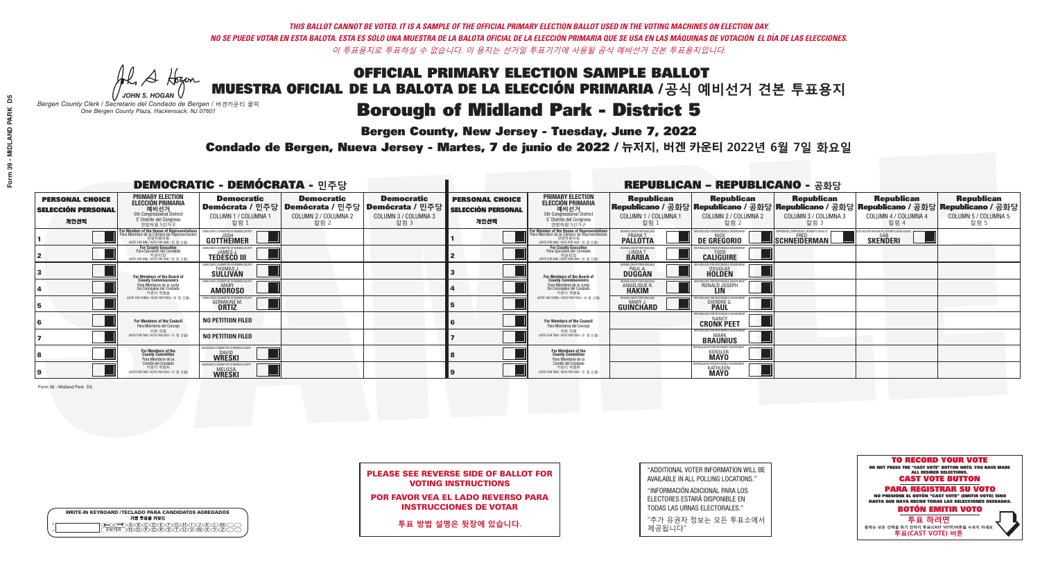*THIS BALLOT CANNOT BE VOTED. IT IS A SAMPLE OF THE OFFICIAL PRIMARY ELECTION BALLOT USED IN THE VOTING MACHINES ON ELECTION DAY.*
*NO SE PUEDE VOTAR EN ESTA BALOTA. ESTA ES SÓLO UNA MUESTRA DE LA BALOTA OFICIAL DE LA ELECCIÓN PRIMARIA QUE SE USA EN LAS MÁQUINAS DE VOTACIÓN EL DÍA DE LAS ELECCIONES.*
*이 투표용지로 투표하실 수 없습니다. 이 용지는 선거일 투표기기에 사용될 공식 예비선거 견본 투표용지입니다.*

JOHN S. HOGAN
*Bergen County Clerk / Secretario del Condado de Bergen / 버겐카운티 클럭*
*One Bergen County Plaza, Hackensack, NJ 07601*

# OFFICIAL PRIMARY ELECTION SAMPLE BALLOT
# MUESTRA OFICIAL DE LA BALOTA DE LA ELECCIÓN PRIMARIA /공식 예비선거 견본 투표용지

# Borough of Midland Park - District 5

**Bergen County, New Jersey - Tuesday, June 7, 2022**

**Condado de Bergen, Nueva Jersey - Martes, 7 de junio de 2022 / 뉴저지, 버겐 카운티 2022년 6월 7일 화요일**

## DEMOCRATIC - DEMÓCRATA - 민주당

| PERSONAL CHOICE / SELECCIÓN PERSONAL / 개인선택 | PRIMARY ELECTION / ELECCIÓN PRIMARIA / 예비선거 / 5th Congressional District / 5° Distrito del Congreso / 연방하원 5선거구 | Democratic / Demócrata / 민주당 COLUMN 1 / COLUMNA 1 / 칼럼 1 | Democratic / Demócrata / 민주당 COLUMN 2 / COLUMNA 2 / 칼럼 2 | Democratic / Demócrata / 민주당 COLUMN 3 / COLUMNA 3 / 칼럼 3 |
|---|---|---|---|---|
| 1 | For Member of the House of Representatives / Para Miembro de la Cámara de Representantes / 연방하원의원 (VOTE FOR ONE / VOTE POR UNO / 한 명 선출) | JOSH GOTTHEIMER | | |
| 2 | For County Executive / Para Ejecutivo del Condado / 카운티장 (VOTE FOR ONE / VOTE POR UNO / 한 명 선출) | JAMES J. TEDESCO III | | |
| 3 | For Members of the Board of County Commissioners / Para Miembros de la Junta De Concejales del Condado / 카운티 위원들 (VOTE FOR THREE / VOTE POR TRES / 세 명 선출) | THOMAS J. SULLIVAN | | |
| 4 | | MARY AMOROSO | | |
| 5 | | GERMAINE M. ORTIZ | | |
| 6 | For Members of the Council / Para Miembros del Concejo / 의회 의원 (VOTE FOR TWO / VOTE POR DOS / 두 명 선출) | NO PETITION FILED | | |
| 7 | | NO PETITION FILED | | |
| 8 | For Members of the County Committee / Para Miembros de la Comité del Condado / 카운티 위원회 (VOTE FOR TWO / VOTE POR DOS / 두 명 선출) | DAVID WRESKI | | |
| 9 | | MELISSA WRESKI | | |

## REPUBLICAN - REPUBLICANO - 공화당

| PERSONAL CHOICE / SELECCIÓN PERSONAL / 개인선택 | PRIMARY ELECTION / ELECCIÓN PRIMARIA / 예비선거 / 5th Congressional District / 5° Distrito del Congreso / 연방하원 5선거구 | Republican / Republicano / 공화당 COLUMN 1 / COLUMNA 1 / 칼럼 1 | Republican / Republicano / 공화당 COLUMN 2 / COLUMNA 2 / 칼럼 2 | Republican / Republicano / 공화당 COLUMN 3 / COLUMNA 3 / 칼럼 3 | Republican / Republicano / 공화당 COLUMN 4 / COLUMNA 4 / 칼럼 4 | Republican / Republicano / 공화당 COLUMN 5 / COLUMNA 5 / 칼럼 5 |
|---|---|---|---|---|---|---|
| 1 | For Member of the House of Representatives / Para Miembro de la Cámara de Representantes / 연방하원의원 (VOTE FOR ONE / VOTE POR UNO / 한 명 선출) | FRANK T. PALLOTTA | NICK DE GREGORIO | FRED SCHNEIDERMAN | SAB SKENDERI | |
| 2 | For County Executive / Para Ejecutivo del Condado / 카운티장 (VOTE FOR ONE / VOTE POR UNO / 한 명 선출) | LINDA T. BARBA | TODD CALIGUIRE | | | |
| 3 | For Members of the Board of County Commissioners / Para Miembros de la Junta De Concejales del Condado / 카운티 위원들 (VOTE FOR THREE / VOTE POR TRES / 세 명 선출) | PAUL A. DUGGAN | DOUGLAS HOLDEN | | | |
| 4 | | ANGELIQUE R. HAKIM | RONALD JOSEPH LIN | | | |
| 5 | | MARY J. GUINCHARD | DIERDRE G. PAUL | | | |
| 6 | For Members of the Council / Para Miembros del Concejo / 의회 의원 (VOTE FOR TWO / VOTE POR DOS / 두 명 선출) | | NANCY CRONK PEET | | | |
| 7 | | | MARK BRAUNIUS | | | |
| 8 | For Members of the County Committee / Para Miembros de la Comité del Condado / 카운티 위원회 (VOTE FOR TWO / VOTE POR DOS / 두 명 선출) | | KENSLER MAYO | | | |
| 9 | | | KATHLEEN MAYO | | | |

Form 39 - Midland Park D5

**PLEASE SEE REVERSE SIDE OF BALLOT FOR VOTING INSTRUCTIONS**

**POR FAVOR VEA EL LADO REVERSO PARA INSTRUCCIONES DE VOTAR**

**투표 방법 설명은 뒷장에 있습니다.**

"ADDITIONAL VOTER INFORMATION WILL BE AVAILABLE IN ALL POLLING LOCATIONS."

"INFORMACIÓN ADICIONAL PARA LOS ELECTORES ESTARÁ DISPONIBLE EN TODAS LAS URNAS ELECTORALES."

"추가 유권자 정보는 모든 투표소에서 제공됩니다"

WRITE-IN KEYBOARD /TECLADO PARA CANDIDATOS AGREGADOS
기명 투표용 키보드

**TO RECORD YOUR VOTE**
DO NOT PRESS THE "CAST VOTE" BUTTON UNTIL YOU HAVE MADE ALL DESIRED SELECTIONS.
**CAST VOTE BUTTON**
**PARA REGISTRAR SU VOTO**
NO PRESIONE EL BOTÓN "CAST VOTE" (EMITIR VOTO) SINO HASTA QUE HAYA HECHO TODAS LAS SELECCIONES DESEADAS.
**BOTÓN EMITIR VOTO**
**투표 하려면**
원하는 모든 선택을 하기 전까지 투표(CAST VOTE)버튼을 누르지 마세요
**투표(CAST VOTE) 버튼**